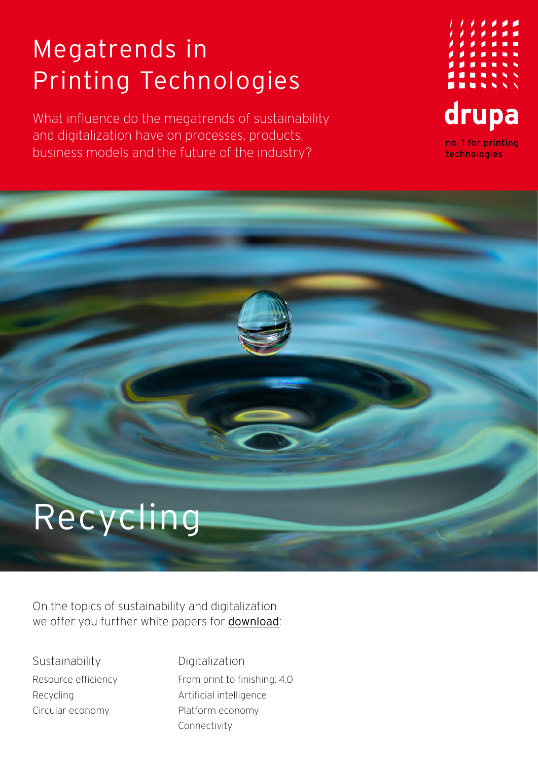# Megatrends in Printing Technologies

What influence do the megatrends of sustainability and digitalization have on processes, products, business models and the future of the industry?

drupa

no. 1 for printing technologies

# Recycling

On the topics of sustainability and digitalization we offer you further white papers for download:

**Sustainability**

- Resource efficiency
- Recycling
- Circular economy

**Digitalization**

- From print to finishing: 4.0
- Artificial intelligence
- Platform economy
- Connectivity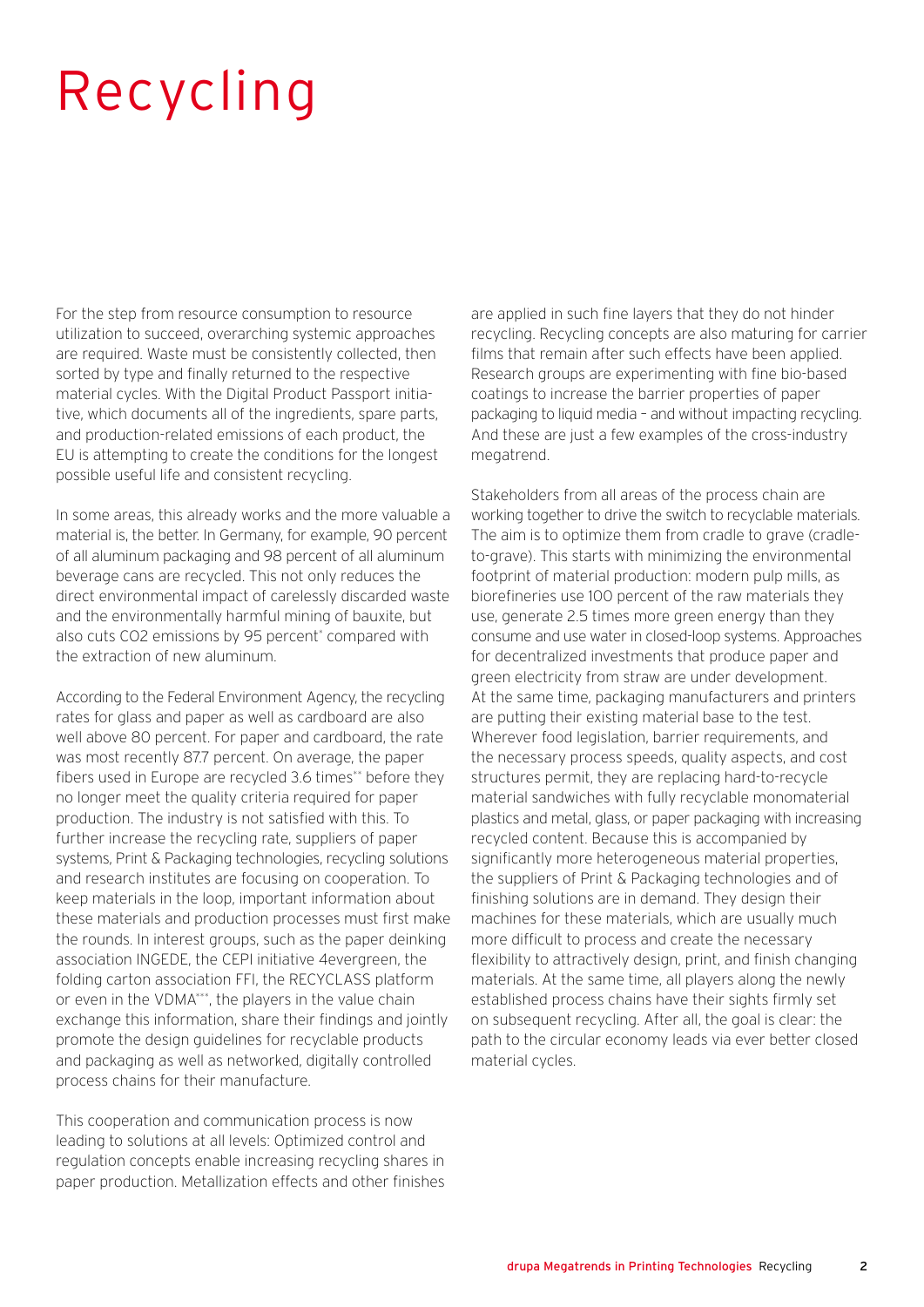# Recycling

For the step from resource consumption to resource utilization to succeed, overarching systemic approaches are required. Waste must be consistently collected, then sorted by type and finally returned to the respective material cycles. With the Digital Product Passport initiative, which documents all of the ingredients, spare parts, and production-related emissions of each product, the EU is attempting to create the conditions for the longest possible useful life and consistent recycling.

In some areas, this already works and the more valuable a material is, the better. In Germany, for example, 90 percent of all aluminum packaging and 98 percent of all aluminum beverage cans are recycled. This not only reduces the direct environmental impact of carelessly discarded waste and the environmentally harmful mining of bauxite, but also cuts $CO_2$ emissions by 95 percent* compared with the extraction of new aluminum.

According to the Federal Environment Agency, the recycling rates for glass and paper as well as cardboard are also well above 80 percent. For paper and cardboard, the rate was most recently 87.7 percent. On average, the paper fibers used in Europe are recycled 3.6 times** before they no longer meet the quality criteria required for paper production. The industry is not satisfied with this. To further increase the recycling rate, suppliers of paper systems, Print & Packaging technologies, recycling solutions and research institutes are focusing on cooperation. To keep materials in the loop, important information about these materials and production processes must first make the rounds. In interest groups, such as the paper deinking association INGEDE, the CEPI initiative 4evergreen, the folding carton association FFI, the RECYCLASS platform or even in the VDMA***, the players in the value chain exchange this information, share their findings and jointly promote the design guidelines for recyclable products and packaging as well as networked, digitally controlled process chains for their manufacture.

This cooperation and communication process is now leading to solutions at all levels: Optimized control and regulation concepts enable increasing recycling shares in paper production. Metallization effects and other finishes are applied in such fine layers that they do not hinder recycling. Recycling concepts are also maturing for carrier films that remain after such effects have been applied. Research groups are experimenting with fine bio-based coatings to increase the barrier properties of paper packaging to liquid media – and without impacting recycling. And these are just a few examples of the cross-industry megatrend.

Stakeholders from all areas of the process chain are working together to drive the switch to recyclable materials. The aim is to optimize them from cradle to grave (cradle-to-grave). This starts with minimizing the environmental footprint of material production: modern pulp mills, as biorefineries use 100 percent of the raw materials they use, generate 2.5 times more green energy than they consume and use water in closed-loop systems. Approaches for decentralized investments that produce paper and green electricity from straw are under development. At the same time, packaging manufacturers and printers are putting their existing material base to the test. Wherever food legislation, barrier requirements, and the necessary process speeds, quality aspects, and cost structures permit, they are replacing hard-to-recycle material sandwiches with fully recyclable monomaterial plastics and metal, glass, or paper packaging with increasing recycled content. Because this is accompanied by significantly more heterogeneous material properties, the suppliers of Print & Packaging technologies and of finishing solutions are in demand. They design their machines for these materials, which are usually much more difficult to process and create the necessary flexibility to attractively design, print, and finish changing materials. At the same time, all players along the newly established process chains have their sights firmly set on subsequent recycling. After all, the goal is clear: the path to the circular economy leads via ever better closed material cycles.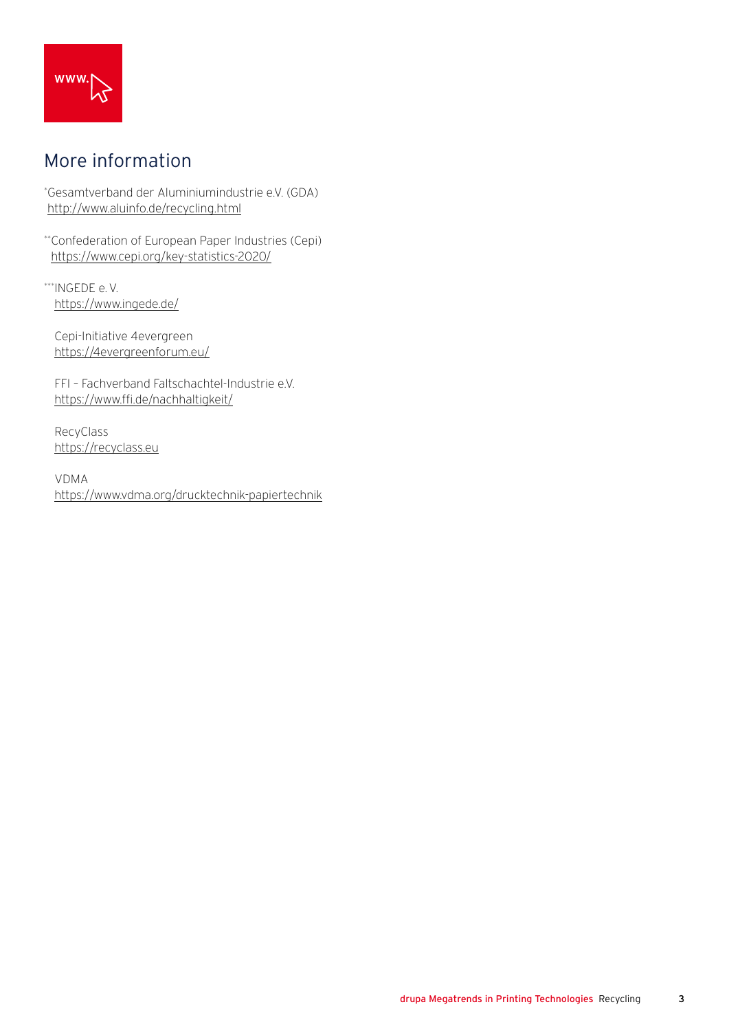## More information

*Gesamtverband der Aluminiumindustrie e.V. (GDA)
http://www.aluinfo.de/recycling.html

**Confederation of European Paper Industries (Cepi)
https://www.cepi.org/key-statistics-2020/

***INGEDE e. V.
https://www.ingede.de/

Cepi-Initiative 4evergreen
https://4evergreenforum.eu/

FFI – Fachverband Faltschachtel-Industrie e.V.
https://www.ffi.de/nachhaltigkeit/

RecyClass
https://recyclass.eu

VDMA
https://www.vdma.org/drucktechnik-papiertechnik